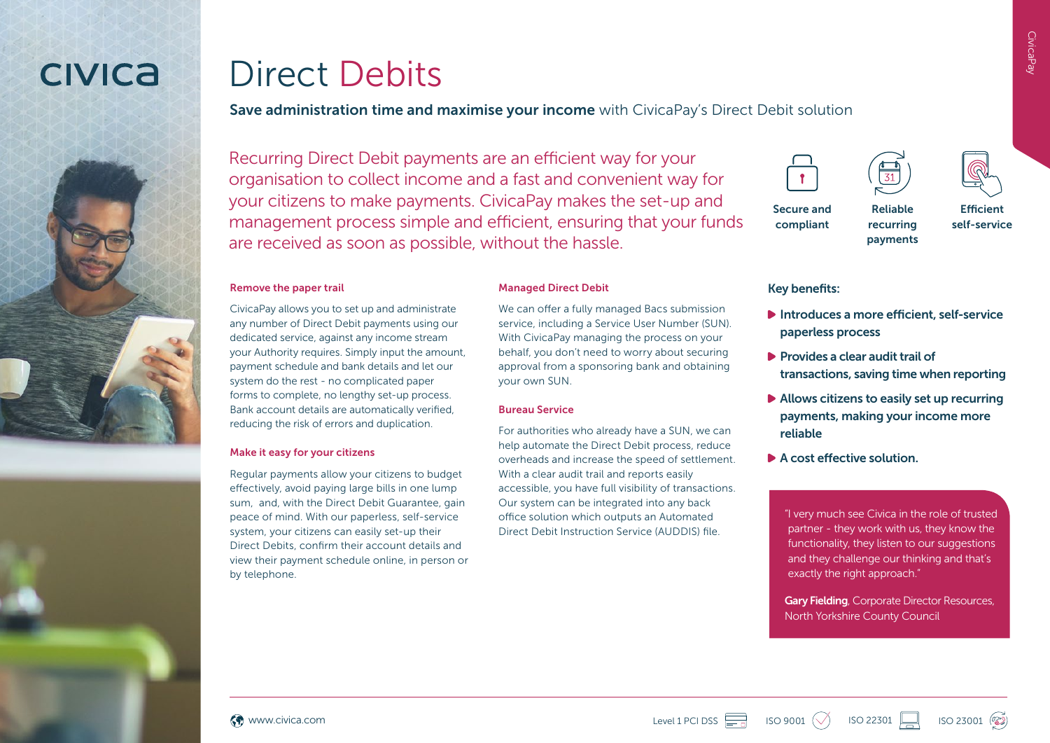# Direct Debits

**Save administration time and maximise your income** with CivicaPay's Direct Debit solution

Recurring Direct Debit payments are an efficient way for your organisation to collect income and a fast and convenient way for your citizens to make payments. CivicaPay makes the set-up and management process simple and efficient, ensuring that your funds are received as soon as possible, without the hassle.

**Secure and compliant** | **Reliable recurring payments** | **Efficient self-service**

### Remove the paper trail

CivicaPay allows you to set up and administrate any number of Direct Debit payments using our dedicated service, against any income stream your Authority requires. Simply input the amount, payment schedule and bank details and let our system do the rest - no complicated paper forms to complete, no lengthy set-up process. Bank account details are automatically verified, reducing the risk of errors and duplication.

### Make it easy for your citizens

Regular payments allow your citizens to budget effectively, avoid paying large bills in one lump sum, and, with the Direct Debit Guarantee, gain peace of mind. With our paperless, self-service system, your citizens can easily set-up their Direct Debits, confirm their account details and view their payment schedule online, in person or by telephone.

### Managed Direct Debit

We can offer a fully managed Bacs submission service, including a Service User Number (SUN). With CivicaPay managing the process on your behalf, you don't need to worry about securing approval from a sponsoring bank and obtaining your own SUN.

### Bureau Service

For authorities who already have a SUN, we can help automate the Direct Debit process, reduce overheads and increase the speed of settlement. With a clear audit trail and reports easily accessible, you have full visibility of transactions. Our system can be integrated into any back office solution which outputs an Automated Direct Debit Instruction Service (AUDDIS) file.

### Key benefits:

- Introduces a more efficient, self-service paperless process
- Provides a clear audit trail of transactions, saving time when reporting
- Allows citizens to easily set up recurring payments, making your income more reliable
- A cost effective solution.

"I very much see Civica in the role of trusted partner - they work with us, they know the functionality, they listen to our suggestions and they challenge our thinking and that's exactly the right approach."

**Gary Fielding**, Corporate Director Resources, North Yorkshire County Council

www.civica.com

Level 1 PCI DSS | ISO 9001 | ISO 22301 | ISO 23001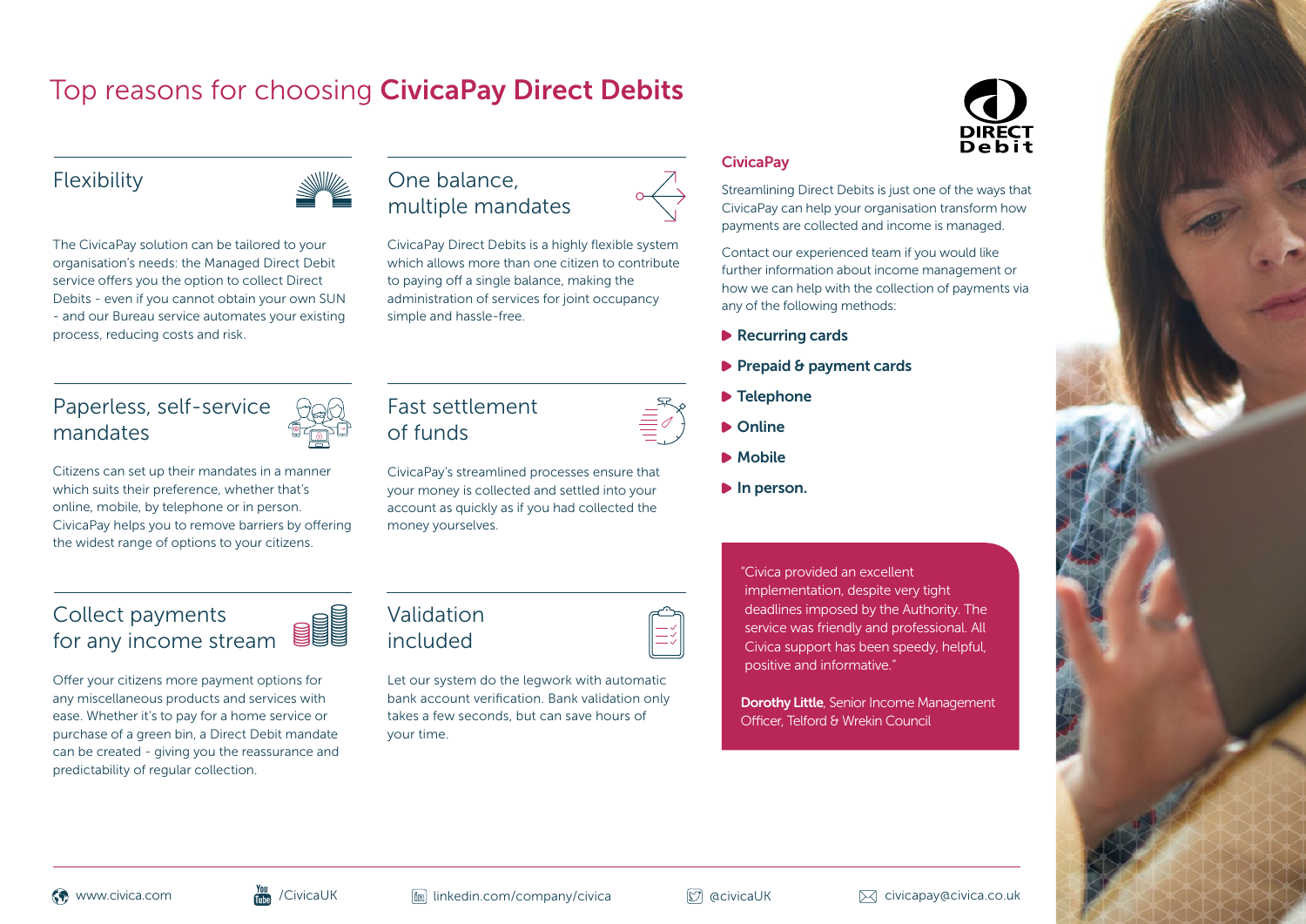# Top reasons for choosing **CivicaPay Direct Debits**

## Flexibility

The CivicaPay solution can be tailored to your organisation's needs: the Managed Direct Debit service offers you the option to collect Direct Debits - even if you cannot obtain your own SUN - and our Bureau service automates your existing process, reducing costs and risk.

## One balance, multiple mandates

CivicaPay Direct Debits is a highly flexible system which allows more than one citizen to contribute to paying off a single balance, making the administration of services for joint occupancy simple and hassle-free.

## Paperless, self-service mandates

Citizens can set up their mandates in a manner which suits their preference, whether that's online, mobile, by telephone or in person. CivicaPay helps you to remove barriers by offering the widest range of options to your citizens.

## Fast settlement of funds

CivicaPay's streamlined processes ensure that your money is collected and settled into your account as quickly as if you had collected the money yourselves.

## Collect payments for any income stream

Offer your citizens more payment options for any miscellaneous products and services with ease. Whether it's to pay for a home service or purchase of a green bin, a Direct Debit mandate can be created - giving you the reassurance and predictability of regular collection.

## Validation included

Let our system do the legwork with automatic bank account verification. Bank validation only takes a few seconds, but can save hours of your time.

DIRECT Debit

## CivicaPay

Streamlining Direct Debits is just one of the ways that CivicaPay can help your organisation transform how payments are collected and income is managed.

Contact our experienced team if you would like further information about income management or how we can help with the collection of payments via any of the following methods:

- **Recurring cards**
- **Prepaid & payment cards**
- **Telephone**
- **Online**
- **Mobile**
- **In person.**

"Civica provided an excellent implementation, despite very tight deadlines imposed by the Authority. The service was friendly and professional. All Civica support has been speedy, helpful, positive and informative."

**Dorothy Little**, Senior Income Management Officer, Telford & Wrekin Council

www.civica.com | /CivicaUK | linkedin.com/company/civica | @civicaUK | civicapay@civica.co.uk